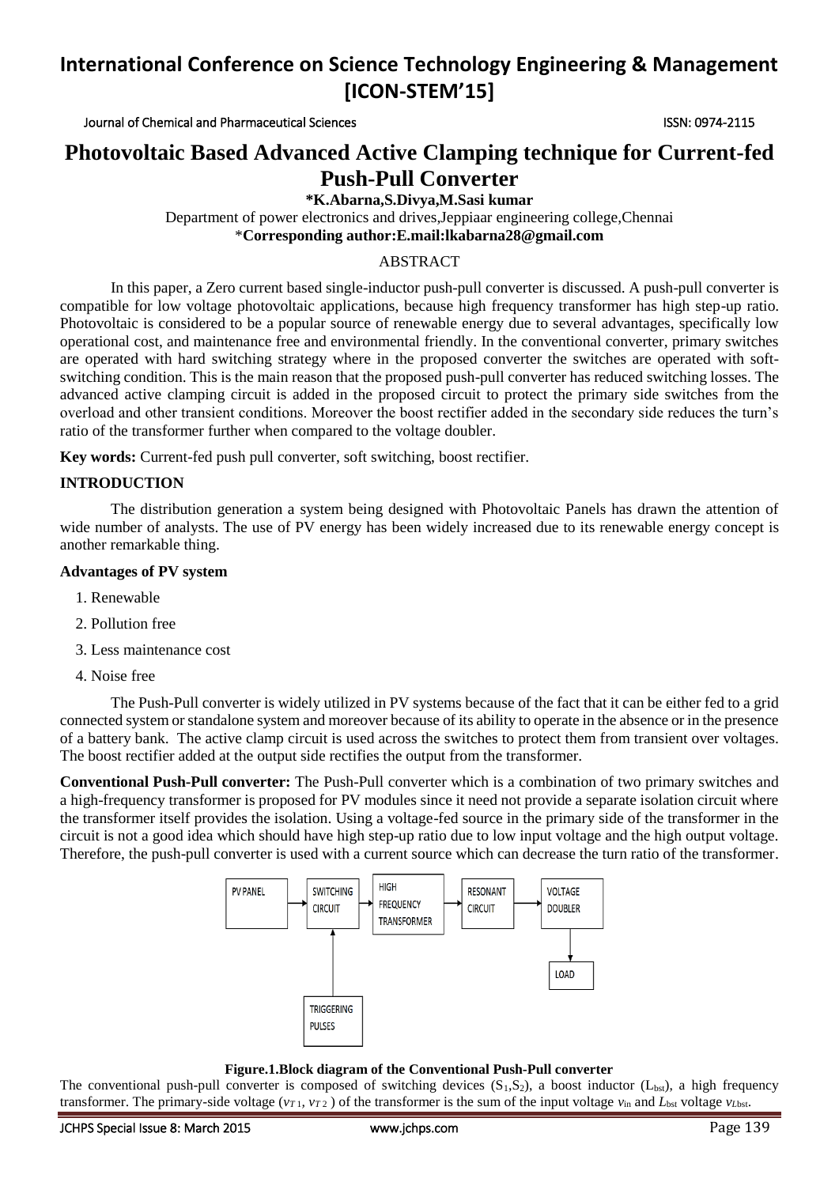# Photovoltaic Based Advanced Active Clamping technique for Current-fed Push-Pull Converter

**\*K.Abarna,S.Divya,M.Sasi kumar**

Department of power electronics and drives,Jeppiaar engineering college,Chennai

\***Corresponding author:E.mail:lkabarna28@gmail.com**

## ABSTRACT

In this paper, a Zero current based single-inductor push-pull converter is discussed. A push-pull converter is compatible for low voltage photovoltaic applications, because high frequency transformer has high step-up ratio. Photovoltaic is considered to be a popular source of renewable energy due to several advantages, specifically low operational cost, and maintenance free and environmental friendly. In the conventional converter, primary switches are operated with hard switching strategy where in the proposed converter the switches are operated with soft-switching condition. This is the main reason that the proposed push-pull converter has reduced switching losses. The advanced active clamping circuit is added in the proposed circuit to protect the primary side switches from the overload and other transient conditions. Moreover the boost rectifier added in the secondary side reduces the turn's ratio of the transformer further when compared to the voltage doubler.

**Key words:** Current-fed push pull converter, soft switching, boost rectifier.

## INTRODUCTION

The distribution generation a system being designed with Photovoltaic Panels has drawn the attention of wide number of analysts. The use of PV energy has been widely increased due to its renewable energy concept is another remarkable thing.

**Advantages of PV system**

1. Renewable
2. Pollution free
3. Less maintenance cost
4. Noise free

The Push-Pull converter is widely utilized in PV systems because of the fact that it can be either fed to a grid connected system or standalone system and moreover because of its ability to operate in the absence or in the presence of a battery bank. The active clamp circuit is used across the switches to protect them from transient over voltages. The boost rectifier added at the output side rectifies the output from the transformer.

**Conventional Push-Pull converter:** The Push-Pull converter which is a combination of two primary switches and a high-frequency transformer is proposed for PV modules since it need not provide a separate isolation circuit where the transformer itself provides the isolation. Using a voltage-fed source in the primary side of the transformer in the circuit is not a good idea which should have high step-up ratio due to low input voltage and the high output voltage. Therefore, the push-pull converter is used with a current source which can decrease the turn ratio of the transformer.

PV PANEL → SWITCHING CIRCUIT → HIGH FREQUENCY TRANSFORMER → RESONANT CIRCUIT → VOLTAGE DOUBLER → LOAD

TRIGGERING PULSES → SWITCHING CIRCUIT

**Figure.1.Block diagram of the Conventional Push-Pull converter**

The conventional push-pull converter is composed of switching devices ($S_1$,$S_2$), a boost inductor ($L_{bst}$), a high frequency transformer. The primary-side voltage ($v_{T1}$, $v_{T2}$ ) of the transformer is the sum of the input voltage $v_{in}$ and $L_{bst}$ voltage $v_{Lbst}$.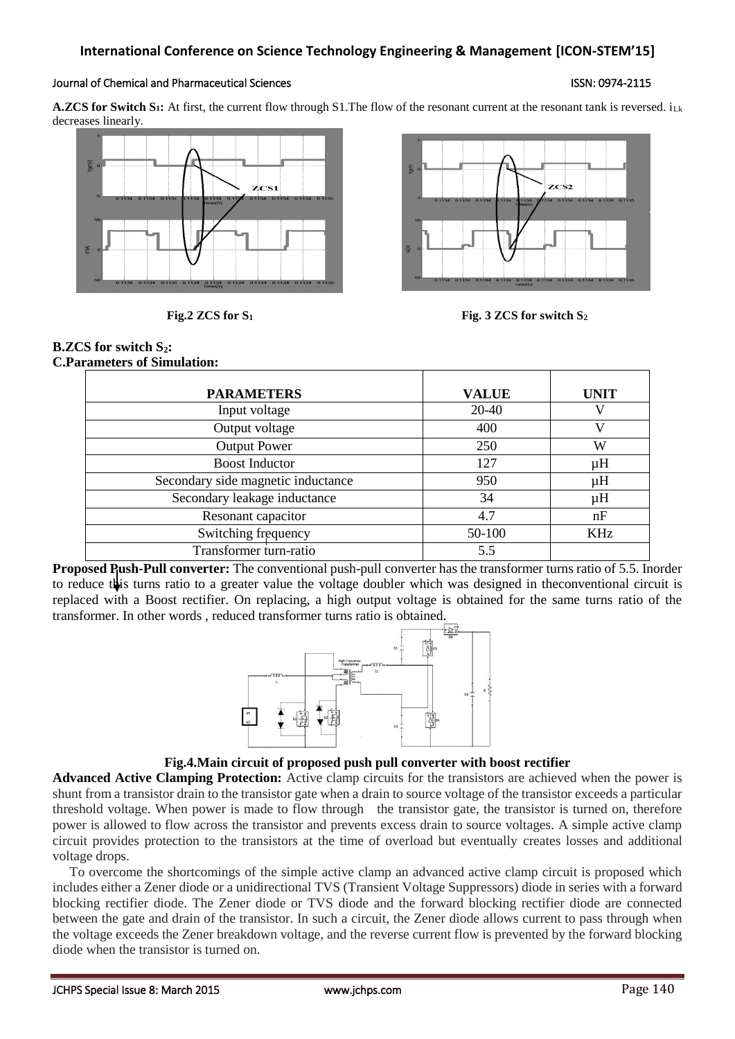**A.ZCS for Switch $S_1$:** At first, the current flow through S1.The flow of the resonant current at the resonant tank is reversed. $i_{Lk}$ decreases linearly.

Fig.2 ZCS for $S_1$

Fig. 3 ZCS for switch $S_2$

**B.ZCS for switch $S_2$:**

**C.Parameters of Simulation:**

| PARAMETERS | VALUE | UNIT |
|---|---|---|
| Input voltage | 20-40 | V |
| Output voltage | 400 | V |
| Output Power | 250 | W |
| Boost Inductor | 127 | μH |
| Secondary side magnetic inductance | 950 | μH |
| Secondary leakage inductance | 34 | μH |
| Resonant capacitor | 4.7 | nF |
| Switching frequency | 50-100 | KHz |
| Transformer turn-ratio | 5.5 | |

**Proposed Push-Pull converter:** The conventional push-pull converter has the transformer turns ratio of 5.5. Inorder to reduce this turns ratio to a greater value the voltage doubler which was designed in theconventional circuit is replaced with a Boost rectifier. On replacing, a high output voltage is obtained for the same turns ratio of the transformer. In other words , reduced transformer turns ratio is obtained.

**Fig.4.Main circuit of proposed push pull converter with boost rectifier**

**Advanced Active Clamping Protection:** Active clamp circuits for the transistors are achieved when the power is shunt from a transistor drain to the transistor gate when a drain to source voltage of the transistor exceeds a particular threshold voltage. When power is made to flow through the transistor gate, the transistor is turned on, therefore power is allowed to flow across the transistor and prevents excess drain to source voltages. A simple active clamp circuit provides protection to the transistors at the time of overload but eventually creates losses and additional voltage drops.

To overcome the shortcomings of the simple active clamp an advanced active clamp circuit is proposed which includes either a Zener diode or a unidirectional TVS (Transient Voltage Suppressors) diode in series with a forward blocking rectifier diode. The Zener diode or TVS diode and the forward blocking rectifier diode are connected between the gate and drain of the transistor. In such a circuit, the Zener diode allows current to pass through when the voltage exceeds the Zener breakdown voltage, and the reverse current flow is prevented by the forward blocking diode when the transistor is turned on.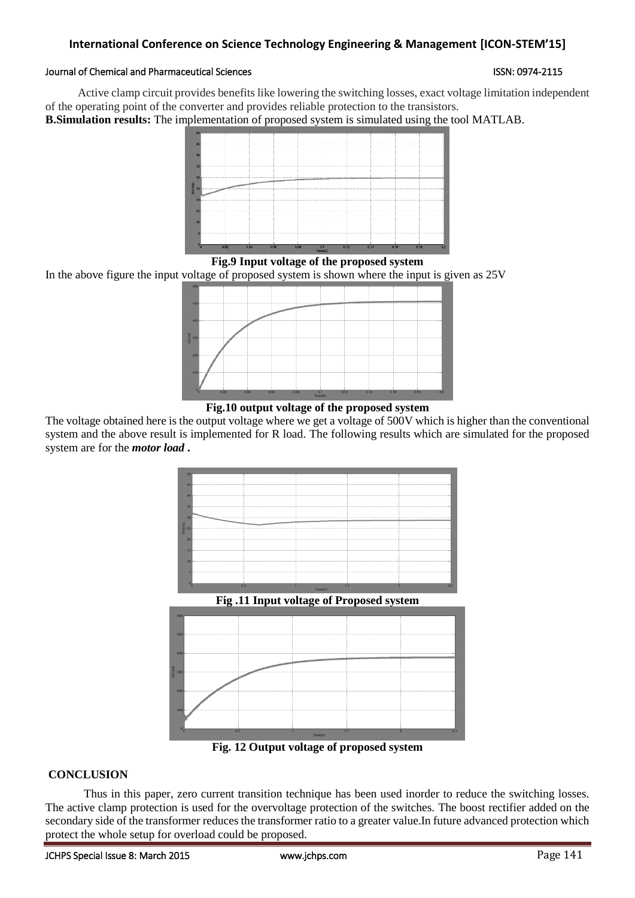Active clamp circuit provides benefits like lowering the switching losses, exact voltage limitation independent of the operating point of the converter and provides reliable protection to the transistors.

**B.Simulation results:** The implementation of proposed system is simulated using the tool MATLAB.

**Fig.9 Input voltage of the proposed system**

In the above figure the input voltage of proposed system is shown where the input is given as 25V

**Fig.10 output voltage of the proposed system**

The voltage obtained here is the output voltage where we get a voltage of 500V which is higher than the conventional system and the above result is implemented for R load. The following results which are simulated for the proposed system are for the ***motor load*** **.**

**Fig .11 Input voltage of Proposed system**

**Fig. 12 Output voltage of proposed system**

## CONCLUSION

Thus in this paper, zero current transition technique has been used inorder to reduce the switching losses. The active clamp protection is used for the overvoltage protection of the switches. The boost rectifier added on the secondary side of the transformer reduces the transformer ratio to a greater value.In future advanced protection which protect the whole setup for overload could be proposed.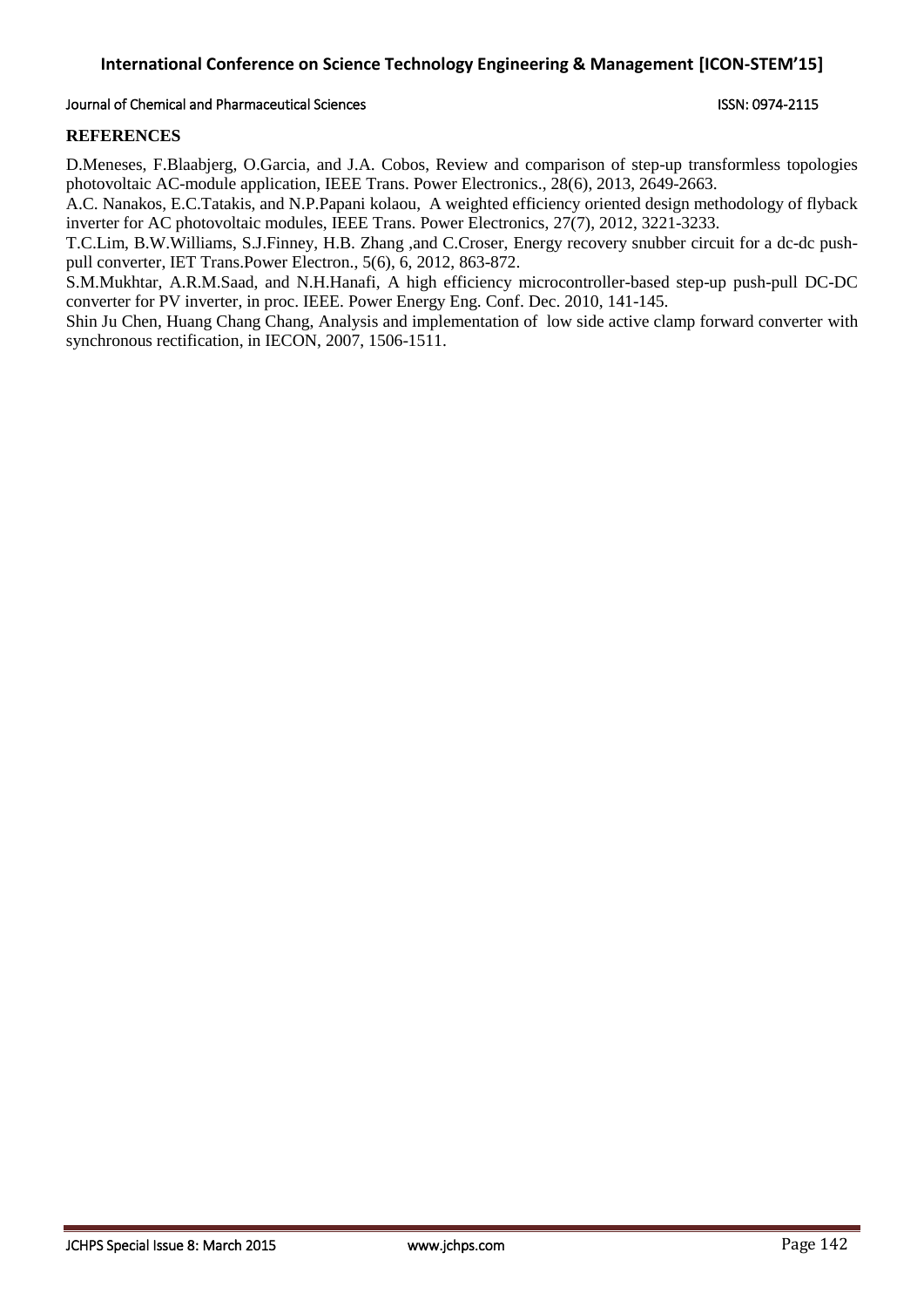## REFERENCES

D.Meneses, F.Blaabjerg, O.Garcia, and J.A. Cobos, Review and comparison of step-up transformless topologies photovoltaic AC-module application, IEEE Trans. Power Electronics., 28(6), 2013, 2649-2663.

A.C. Nanakos, E.C.Tatakis, and N.P.Papani kolaou, A weighted efficiency oriented design methodology of flyback inverter for AC photovoltaic modules, IEEE Trans. Power Electronics, 27(7), 2012, 3221-3233.

T.C.Lim, B.W.Williams, S.J.Finney, H.B. Zhang ,and C.Croser, Energy recovery snubber circuit for a dc-dc push-pull converter, IET Trans.Power Electron., 5(6), 6, 2012, 863-872.

S.M.Mukhtar, A.R.M.Saad, and N.H.Hanafi, A high efficiency microcontroller-based step-up push-pull DC-DC converter for PV inverter, in proc. IEEE. Power Energy Eng. Conf. Dec. 2010, 141-145.

Shin Ju Chen, Huang Chang Chang, Analysis and implementation of low side active clamp forward converter with synchronous rectification, in IECON, 2007, 1506-1511.